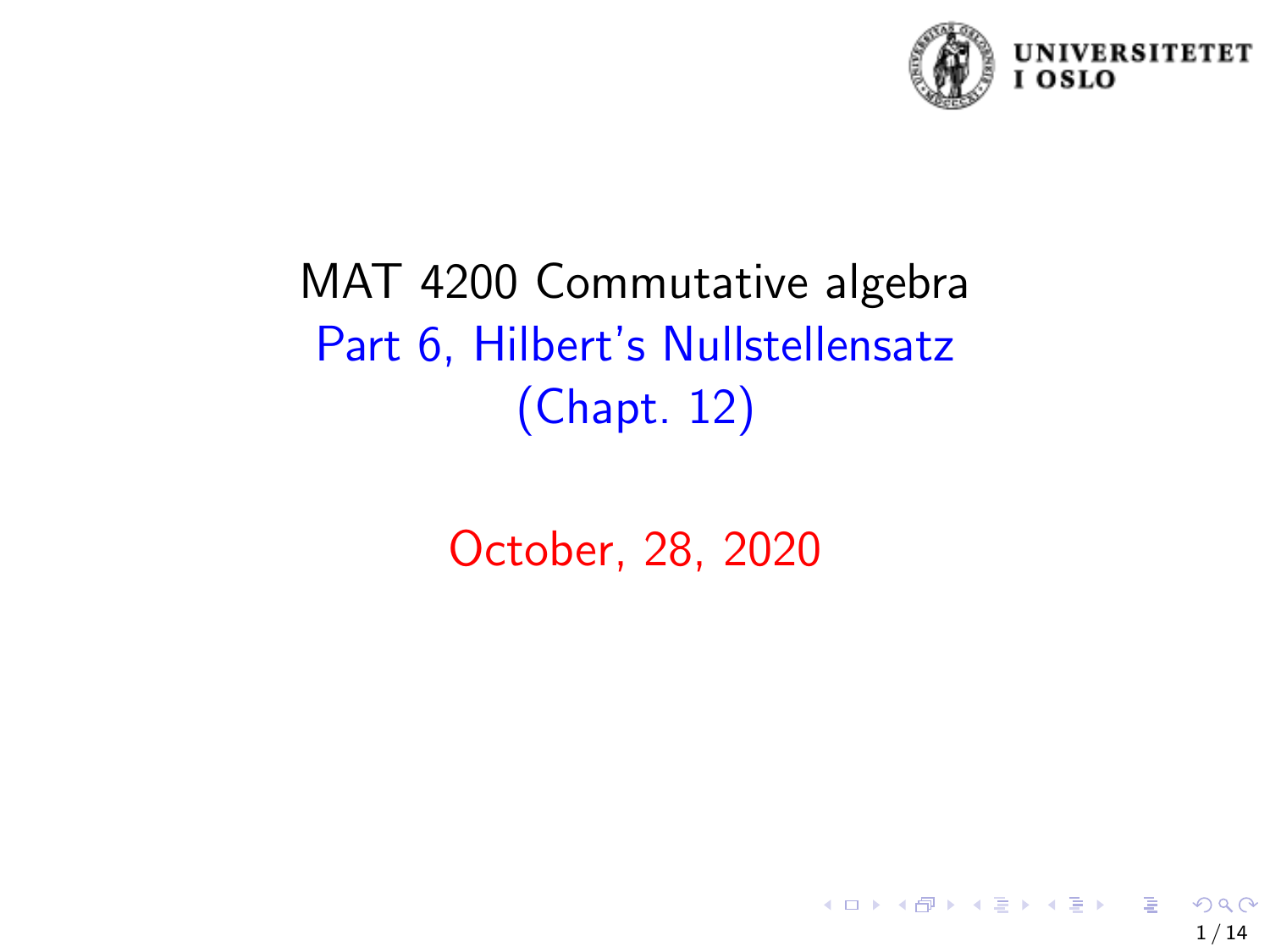# MAT 4200 Commutative algebra

## Part 6, Hilbert's Nullstellensatz (Chapt. 12)

October, 28, 2020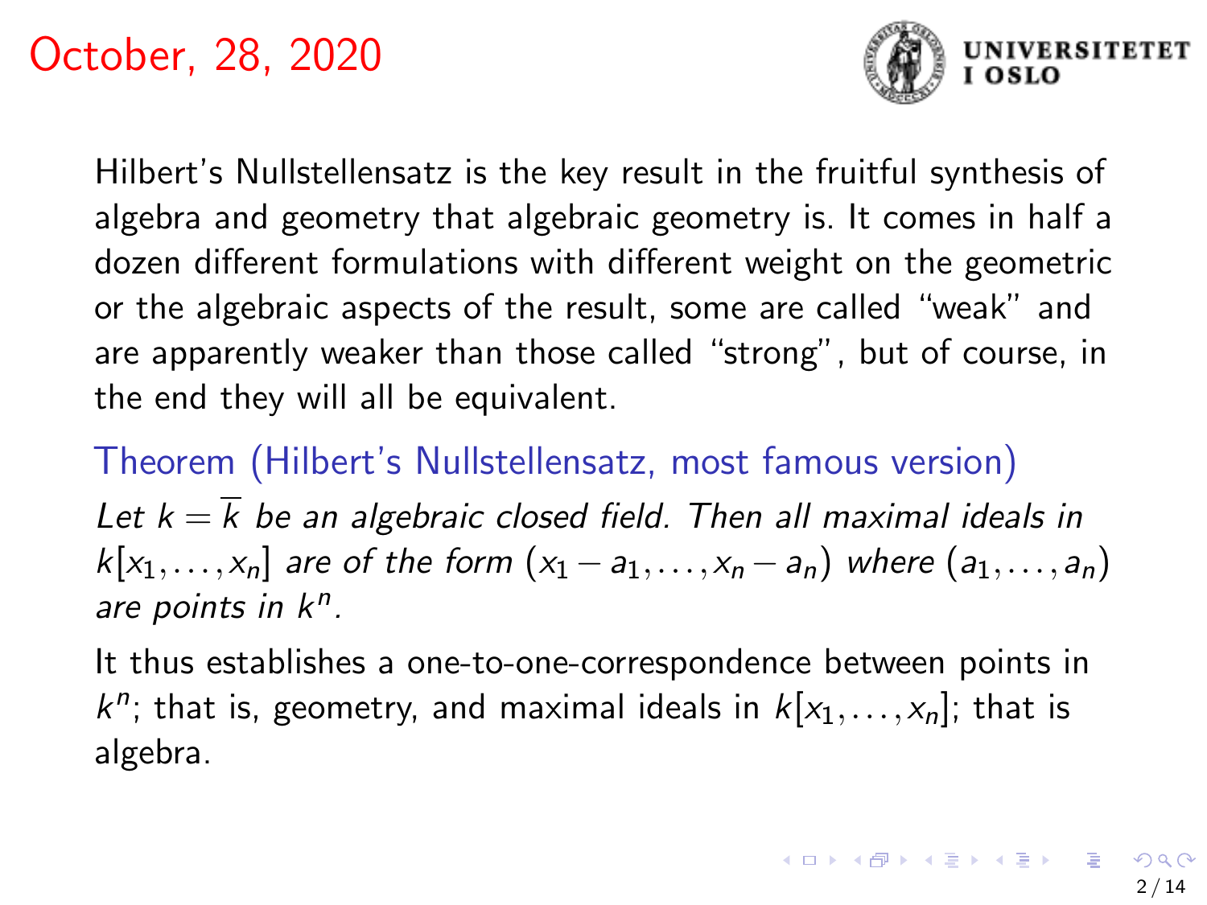# October, 28, 2020

Hilbert's Nullstellensatz is the key result in the fruitful synthesis of algebra and geometry that algebraic geometry is. It comes in half a dozen different formulations with different weight on the geometric or the algebraic aspects of the result, some are called "weak" and are apparently weaker than those called "strong", but of course, in the end they will all be equivalent.

**Theorem (Hilbert's Nullstellensatz, most famous version)**

*Let $k = \overline{k}$ be an algebraic closed field. Then all maximal ideals in $k[x_1, \ldots, x_n]$ are of the form $(x_1 - a_1, \ldots, x_n - a_n)$ where $(a_1, \ldots, a_n)$ are points in $k^n$.*

It thus establishes a one-to-one-correspondence between points in $k^n$; that is, geometry, and maximal ideals in $k[x_1, \ldots, x_n]$; that is algebra.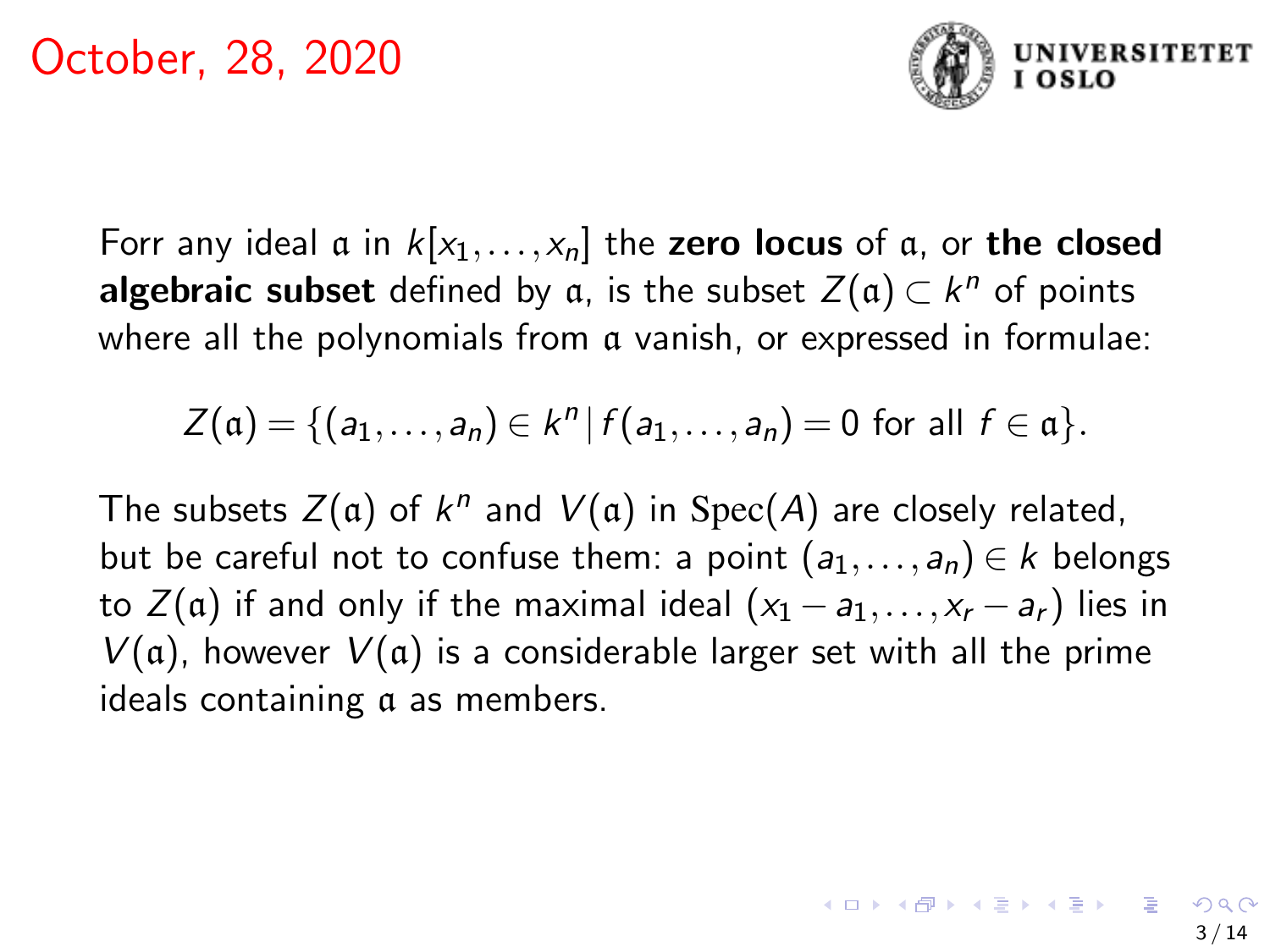October, 28, 2020

Forr any ideal $\mathfrak{a}$ in $k[x_1, \ldots, x_n]$ the **zero locus** of $\mathfrak{a}$, or **the closed algebraic subset** defined by $\mathfrak{a}$, is the subset $Z(\mathfrak{a}) \subset k^n$ of points where all the polynomials from $\mathfrak{a}$ vanish, or expressed in formulae:

$$Z(\mathfrak{a}) = \{(a_1, \ldots, a_n) \in k^n \,|\, f(a_1, \ldots, a_n) = 0 \text{ for all } f \in \mathfrak{a}\}.$$

The subsets $Z(\mathfrak{a})$ of $k^n$ and $V(\mathfrak{a})$ in $\mathrm{Spec}(A)$ are closely related, but be careful not to confuse them: a point $(a_1, \ldots, a_n) \in k$ belongs to $Z(\mathfrak{a})$ if and only if the maximal ideal $(x_1 - a_1, \ldots, x_r - a_r)$ lies in $V(\mathfrak{a})$, however $V(\mathfrak{a})$ is a considerable larger set with all the prime ideals containing $\mathfrak{a}$ as members.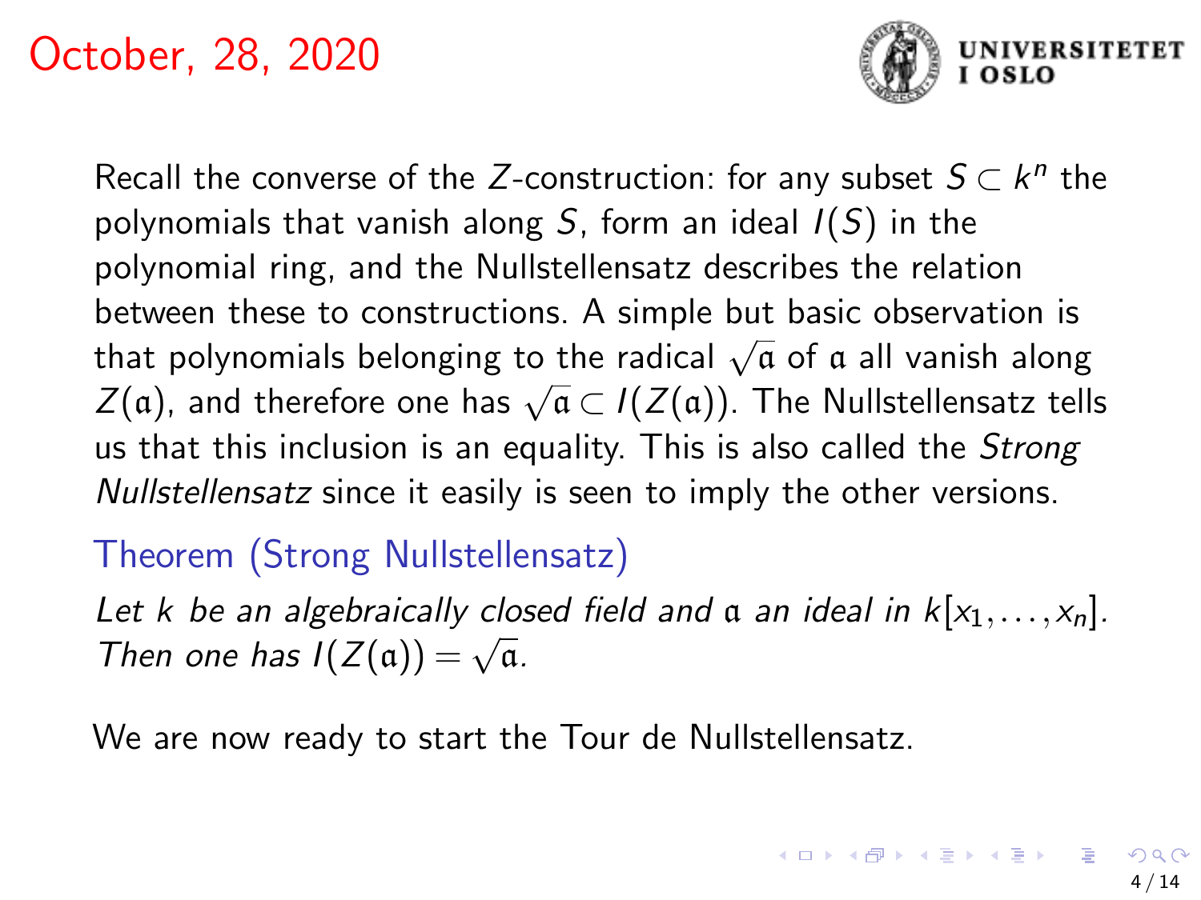# October, 28, 2020

Recall the converse of the $Z$-construction: for any subset $S \subset k^n$ the polynomials that vanish along $S$, form an ideal $I(S)$ in the polynomial ring, and the Nullstellensatz describes the relation between these to constructions. A simple but basic observation is that polynomials belonging to the radical $\sqrt{\mathfrak{a}}$ of $\mathfrak{a}$ all vanish along $Z(\mathfrak{a})$, and therefore one has $\sqrt{\mathfrak{a}} \subset I(Z(\mathfrak{a}))$. The Nullstellensatz tells us that this inclusion is an equality. This is also called the *Strong Nullstellensatz* since it easily is seen to imply the other versions.

**Theorem (Strong Nullstellensatz)**

*Let $k$ be an algebraically closed field and $\mathfrak{a}$ an ideal in $k[x_1, \ldots, x_n]$. Then one has $I(Z(\mathfrak{a})) = \sqrt{\mathfrak{a}}$.*

We are now ready to start the Tour de Nullstellensatz.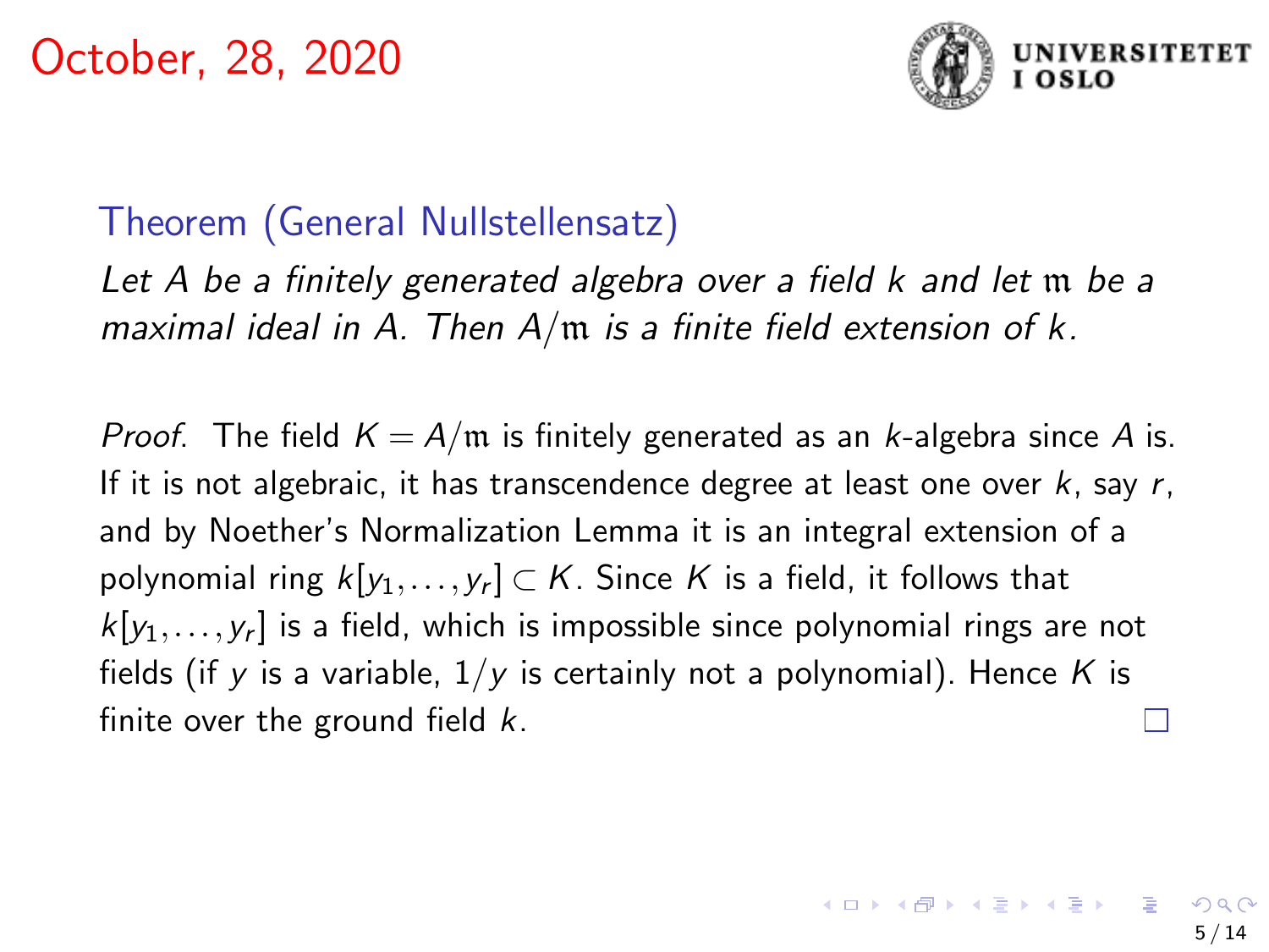October, 28, 2020

### Theorem (General Nullstellensatz)

*Let $A$ be a finitely generated algebra over a field $k$ and let $\mathfrak{m}$ be a maximal ideal in $A$. Then $A/\mathfrak{m}$ is a finite field extension of $k$.*

*Proof.* The field $K = A/\mathfrak{m}$ is finitely generated as an $k$-algebra since $A$ is. If it is not algebraic, it has transcendence degree at least one over $k$, say $r$, and by Noether's Normalization Lemma it is an integral extension of a polynomial ring $k[y_1, \ldots, y_r] \subset K$. Since $K$ is a field, it follows that $k[y_1, \ldots, y_r]$ is a field, which is impossible since polynomial rings are not fields (if $y$ is a variable, $1/y$ is certainly not a polynomial). Hence $K$ is finite over the ground field $k$. □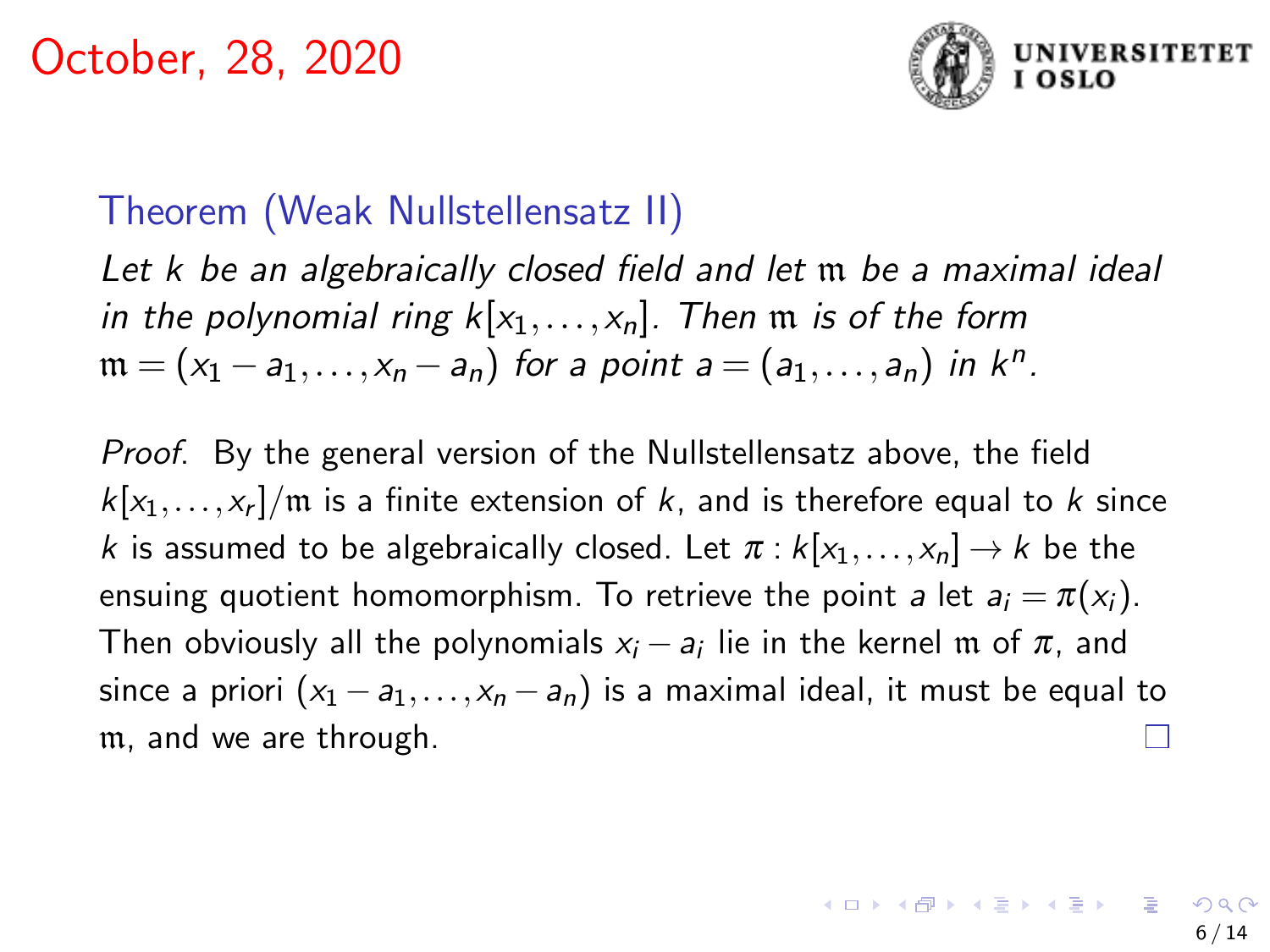October, 28, 2020

### Theorem (Weak Nullstellensatz II)

*Let $k$ be an algebraically closed field and let $\mathfrak{m}$ be a maximal ideal in the polynomial ring $k[x_1, \ldots, x_n]$. Then $\mathfrak{m}$ is of the form $\mathfrak{m} = (x_1 - a_1, \ldots, x_n - a_n)$ for a point $a = (a_1, \ldots, a_n)$ in $k^n$.*

*Proof.* By the general version of the Nullstellensatz above, the field $k[x_1, \ldots, x_r]/\mathfrak{m}$ is a finite extension of $k$, and is therefore equal to $k$ since $k$ is assumed to be algebraically closed. Let $\pi : k[x_1, \ldots, x_n] \to k$ be the ensuing quotient homomorphism. To retrieve the point $a$ let $a_i = \pi(x_i)$. Then obviously all the polynomials $x_i - a_i$ lie in the kernel $\mathfrak{m}$ of $\pi$, and since a priori $(x_1 - a_1, \ldots, x_n - a_n)$ is a maximal ideal, it must be equal to $\mathfrak{m}$, and we are through. □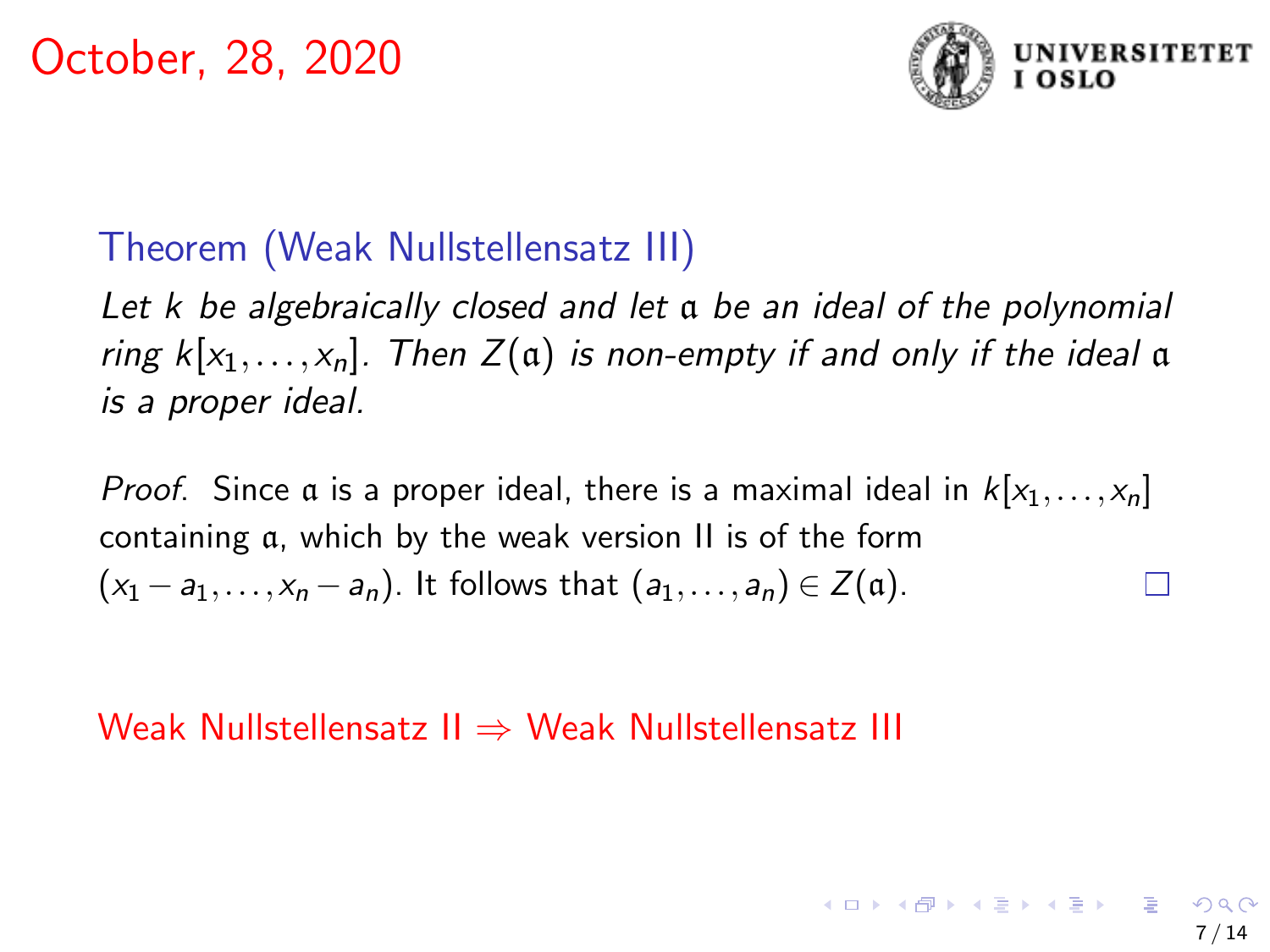# October, 28, 2020

**Theorem (Weak Nullstellensatz III)**

*Let $k$ be algebraically closed and let $\mathfrak{a}$ be an ideal of the polynomial ring $k[x_1, \ldots, x_n]$. Then $Z(\mathfrak{a})$ is non-empty if and only if the ideal $\mathfrak{a}$ is a proper ideal.*

*Proof.* Since $\mathfrak{a}$ is a proper ideal, there is a maximal ideal in $k[x_1, \ldots, x_n]$ containing $\mathfrak{a}$, which by the weak version II is of the form $(x_1 - a_1, \ldots, x_n - a_n)$. It follows that $(a_1, \ldots, a_n) \in Z(\mathfrak{a})$. □

Weak Nullstellensatz II $\Rightarrow$ Weak Nullstellensatz III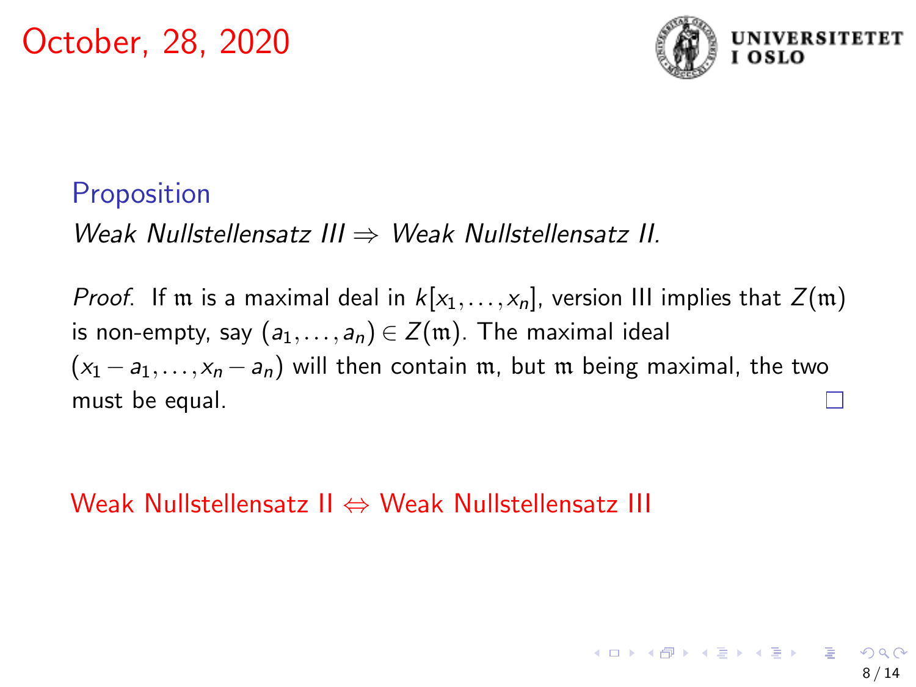October, 28, 2020

**Proposition**

*Weak Nullstellensatz III* $\Rightarrow$ *Weak Nullstellensatz II.*

*Proof.* If $\mathfrak{m}$ is a maximal deal in $k[x_1, \ldots, x_n]$, version III implies that $Z(\mathfrak{m})$ is non-empty, say $(a_1, \ldots, a_n) \in Z(\mathfrak{m})$. The maximal ideal $(x_1 - a_1, \ldots, x_n - a_n)$ will then contain $\mathfrak{m}$, but $\mathfrak{m}$ being maximal, the two must be equal. □

Weak Nullstellensatz II $\Leftrightarrow$ Weak Nullstellensatz III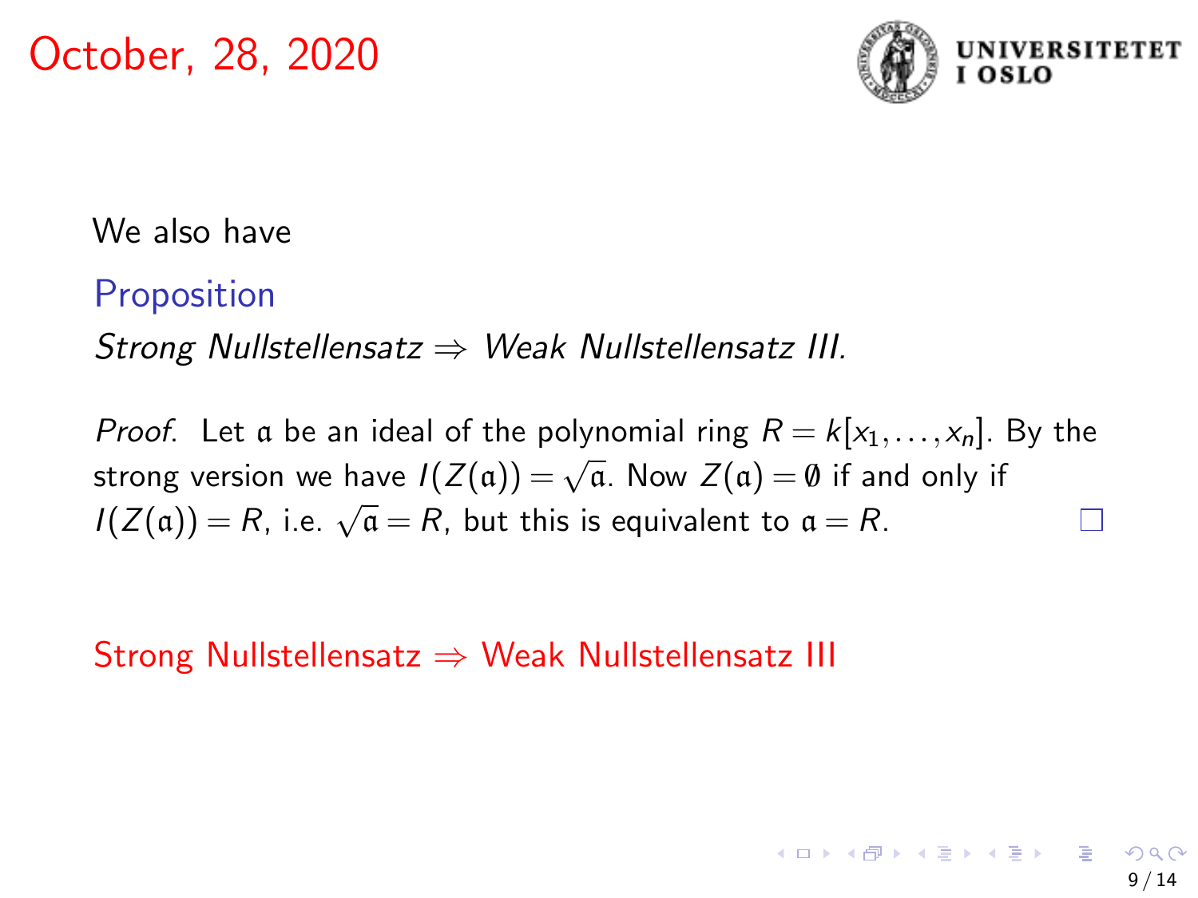October, 28, 2020

We also have

**Proposition**

*Strong Nullstellensatz $\Rightarrow$ Weak Nullstellensatz III.*

*Proof.* Let $\mathfrak{a}$ be an ideal of the polynomial ring $R = k[x_1, \ldots, x_n]$. By the strong version we have $I(Z(\mathfrak{a})) = \sqrt{\mathfrak{a}}$. Now $Z(\mathfrak{a}) = \emptyset$ if and only if $I(Z(\mathfrak{a})) = R$, i.e. $\sqrt{\mathfrak{a}} = R$, but this is equivalent to $\mathfrak{a} = R$. □

Strong Nullstellensatz $\Rightarrow$ Weak Nullstellensatz III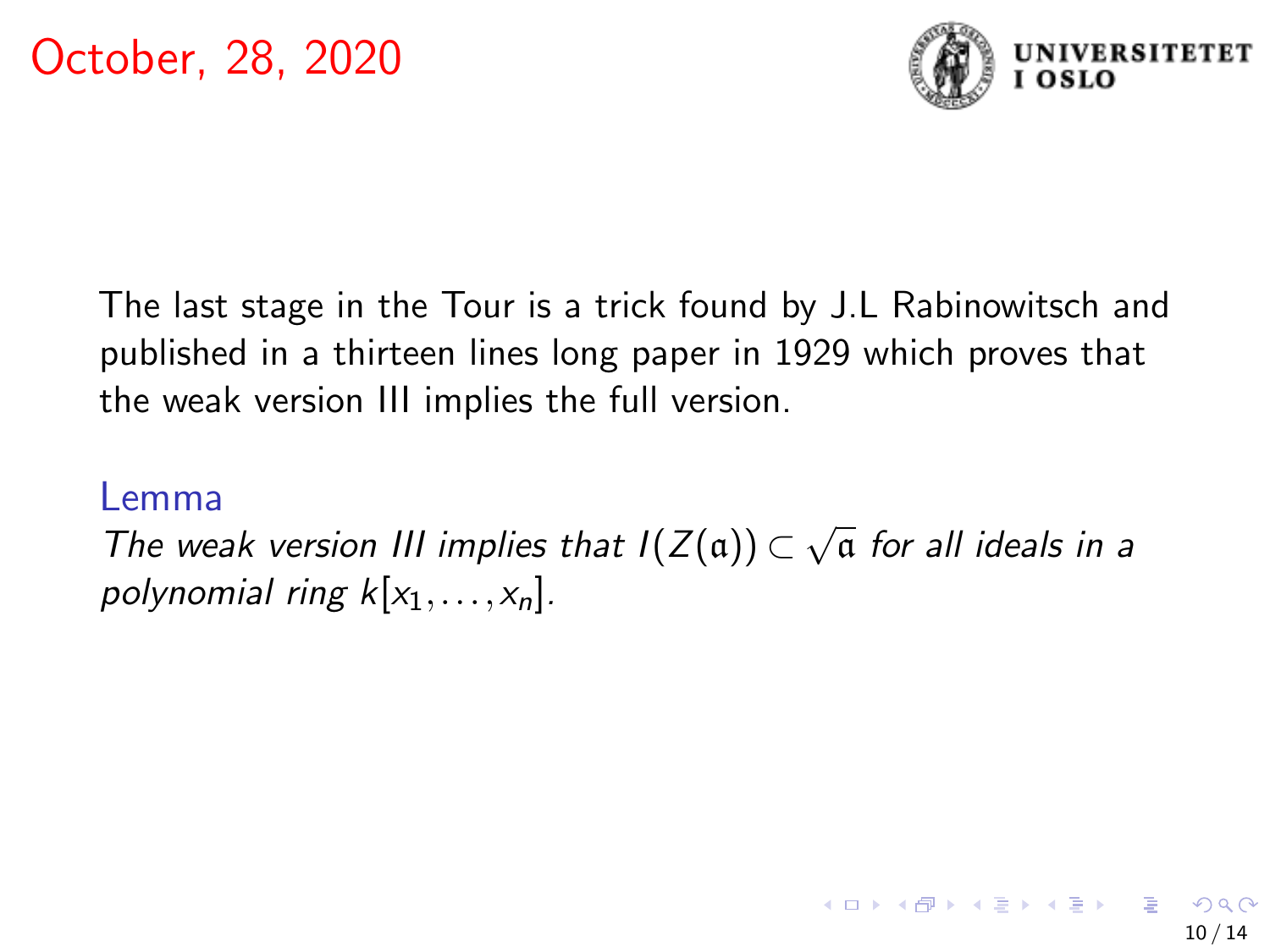October, 28, 2020

The last stage in the Tour is a trick found by J.L Rabinowitsch and published in a thirteen lines long paper in 1929 which proves that the weak version III implies the full version.

**Lemma**

*The weak version III implies that $I(Z(\mathfrak{a})) \subset \sqrt{\mathfrak{a}}$ for all ideals in a polynomial ring $k[x_1, \ldots, x_n]$.*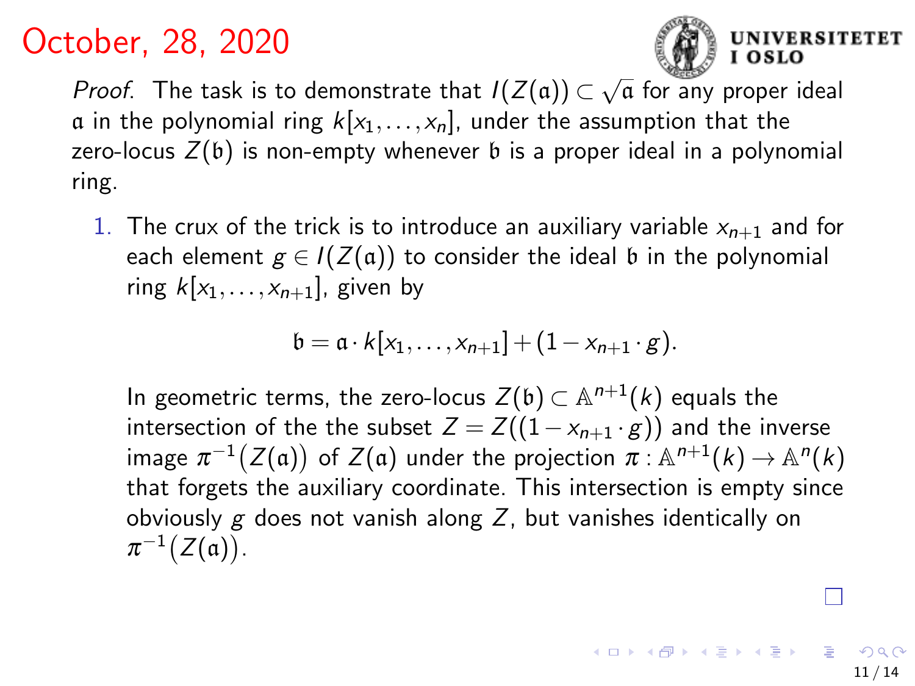October, 28, 2020

*Proof.* The task is to demonstrate that $I(Z(\mathfrak{a})) \subset \sqrt{\mathfrak{a}}$ for any proper ideal $\mathfrak{a}$ in the polynomial ring $k[x_1, \ldots, x_n]$, under the assumption that the zero-locus $Z(\mathfrak{b})$ is non-empty whenever $\mathfrak{b}$ is a proper ideal in a polynomial ring.

1. The crux of the trick is to introduce an auxiliary variable $x_{n+1}$ and for each element $g \in I(Z(\mathfrak{a}))$ to consider the ideal $\mathfrak{b}$ in the polynomial ring $k[x_1, \ldots, x_{n+1}]$, given by

$$\mathfrak{b} = \mathfrak{a} \cdot k[x_1, \ldots, x_{n+1}] + (1 - x_{n+1} \cdot g).$$

   In geometric terms, the zero-locus $Z(\mathfrak{b}) \subset \mathbb{A}^{n+1}(k)$ equals the intersection of the the subset $Z = Z((1 - x_{n+1} \cdot g))$ and the inverse image $\pi^{-1}(Z(\mathfrak{a}))$ of $Z(\mathfrak{a})$ under the projection $\pi : \mathbb{A}^{n+1}(k) \to \mathbb{A}^n(k)$ that forgets the auxiliary coordinate. This intersection is empty since obviously $g$ does not vanish along $Z$, but vanishes identically on $\pi^{-1}(Z(\mathfrak{a}))$.

□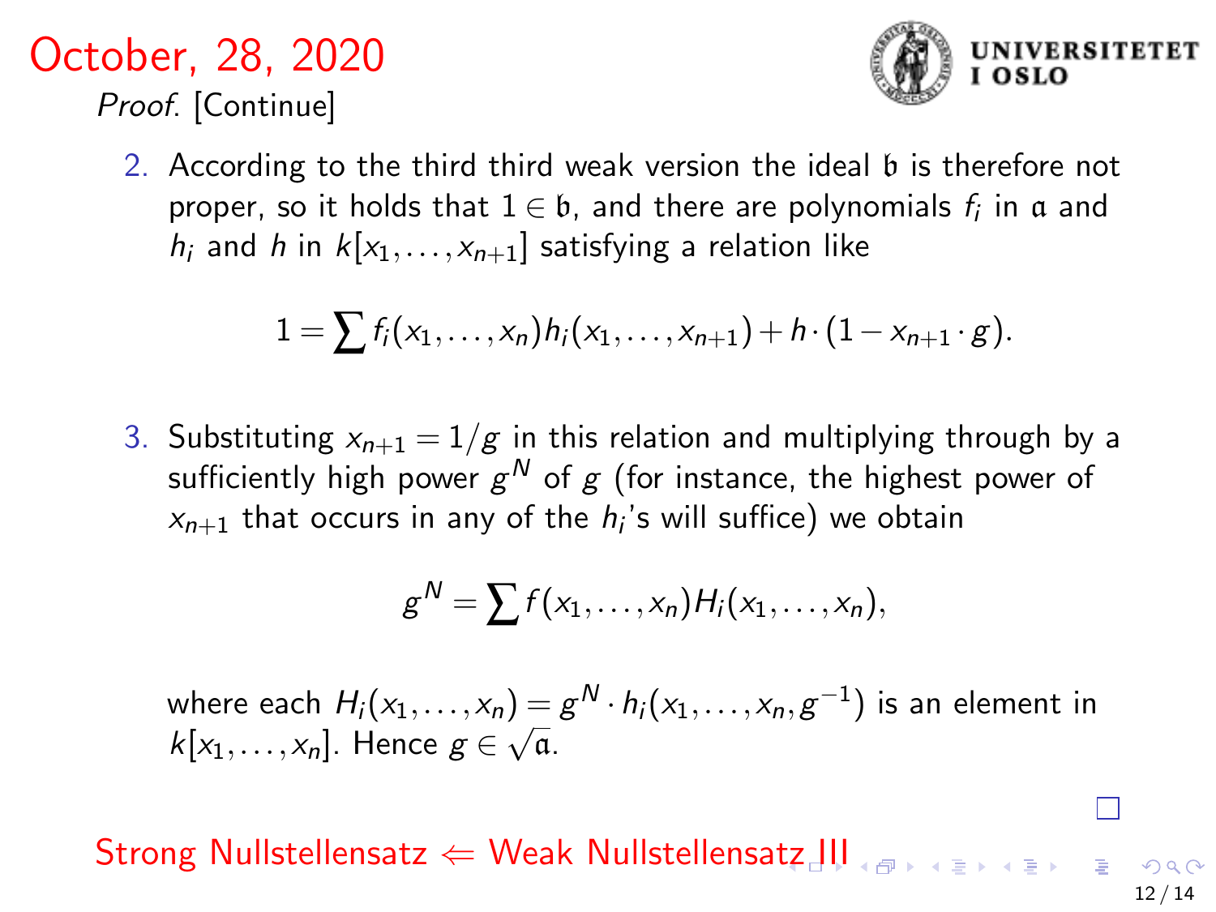# October, 28, 2020

*Proof.* [Continue]

2. According to the third third weak version the ideal $\mathfrak{b}$ is therefore not proper, so it holds that $1 \in \mathfrak{b}$, and there are polynomials $f_i$ in $\mathfrak{a}$ and $h_i$ and $h$ in $k[x_1, \ldots, x_{n+1}]$ satisfying a relation like

$$1 = \sum f_i(x_1, \ldots, x_n) h_i(x_1, \ldots, x_{n+1}) + h \cdot (1 - x_{n+1} \cdot g).$$

3. Substituting $x_{n+1} = 1/g$ in this relation and multiplying through by a sufficiently high power $g^N$ of $g$ (for instance, the highest power of $x_{n+1}$ that occurs in any of the $h_i$'s will suffice) we obtain

$$g^N = \sum f(x_1, \ldots, x_n) H_i(x_1, \ldots, x_n),$$

where each $H_i(x_1, \ldots, x_n) = g^N \cdot h_i(x_1, \ldots, x_n, g^{-1})$ is an element in $k[x_1, \ldots, x_n]$. Hence $g \in \sqrt{\mathfrak{a}}$.

□

Strong Nullstellensatz $\Leftarrow$ Weak Nullstellensatz III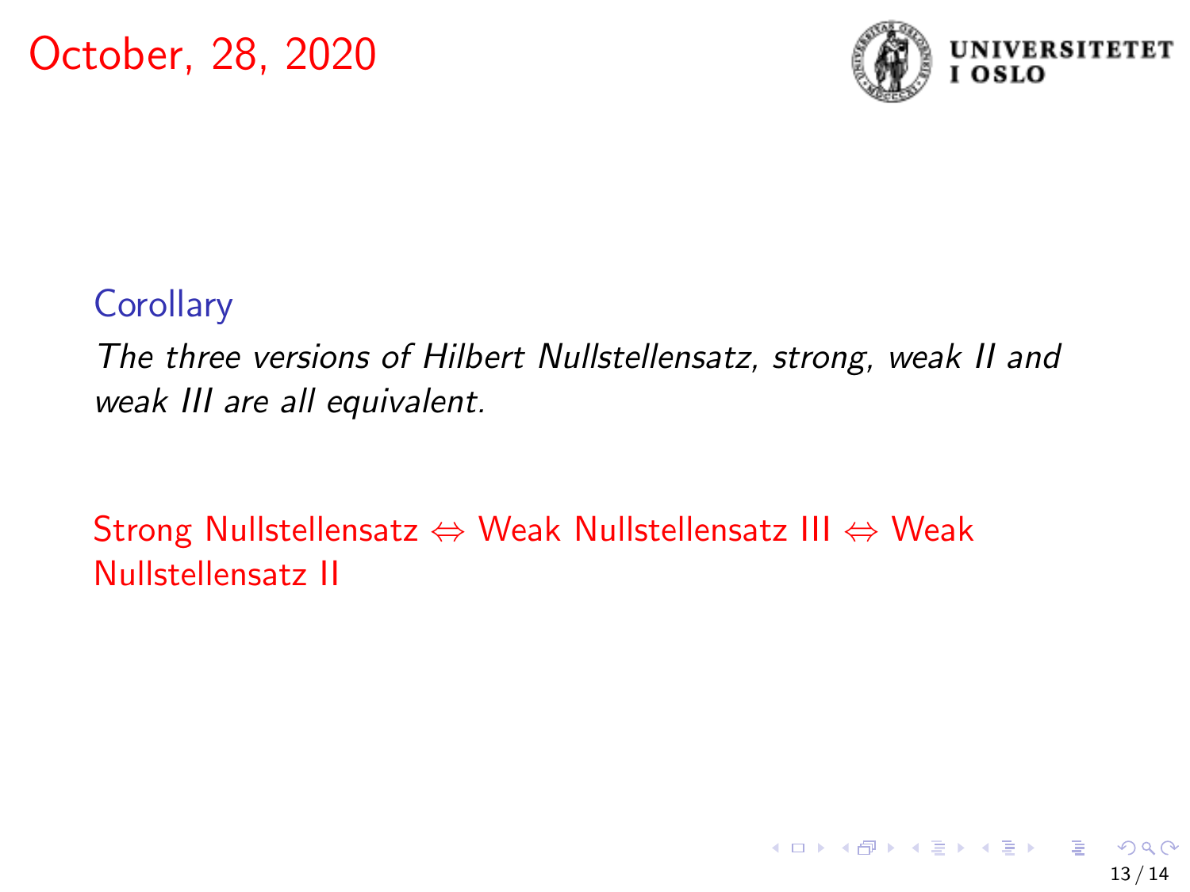October, 28, 2020

**Corollary**

*The three versions of Hilbert Nullstellensatz, strong, weak II and weak III are all equivalent.*

Strong Nullstellensatz $\Leftrightarrow$ Weak Nullstellensatz III $\Leftrightarrow$ Weak Nullstellensatz II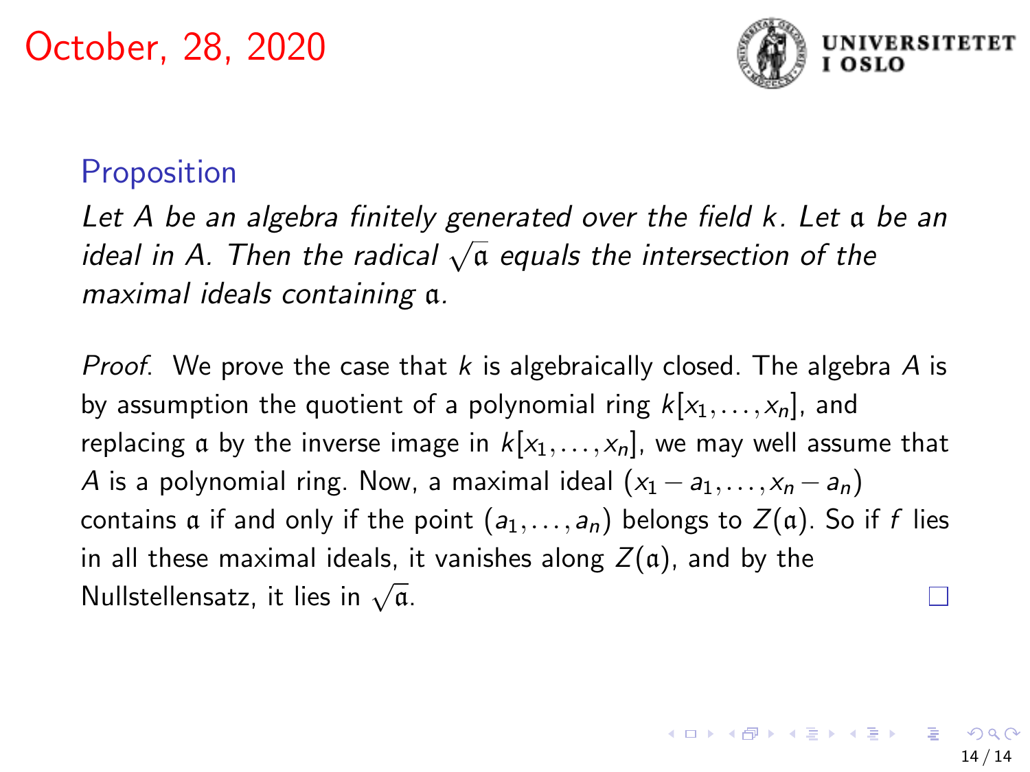October, 28, 2020

### Proposition

*Let $A$ be an algebra finitely generated over the field $k$. Let $\mathfrak{a}$ be an ideal in $A$. Then the radical $\sqrt{\mathfrak{a}}$ equals the intersection of the maximal ideals containing $\mathfrak{a}$.*

*Proof.* We prove the case that $k$ is algebraically closed. The algebra $A$ is by assumption the quotient of a polynomial ring $k[x_1, \ldots, x_n]$, and replacing $\mathfrak{a}$ by the inverse image in $k[x_1, \ldots, x_n]$, we may well assume that $A$ is a polynomial ring. Now, a maximal ideal $(x_1 - a_1, \ldots, x_n - a_n)$ contains $\mathfrak{a}$ if and only if the point $(a_1, \ldots, a_n)$ belongs to $Z(\mathfrak{a})$. So if $f$ lies in all these maximal ideals, it vanishes along $Z(\mathfrak{a})$, and by the Nullstellensatz, it lies in $\sqrt{\mathfrak{a}}$. □